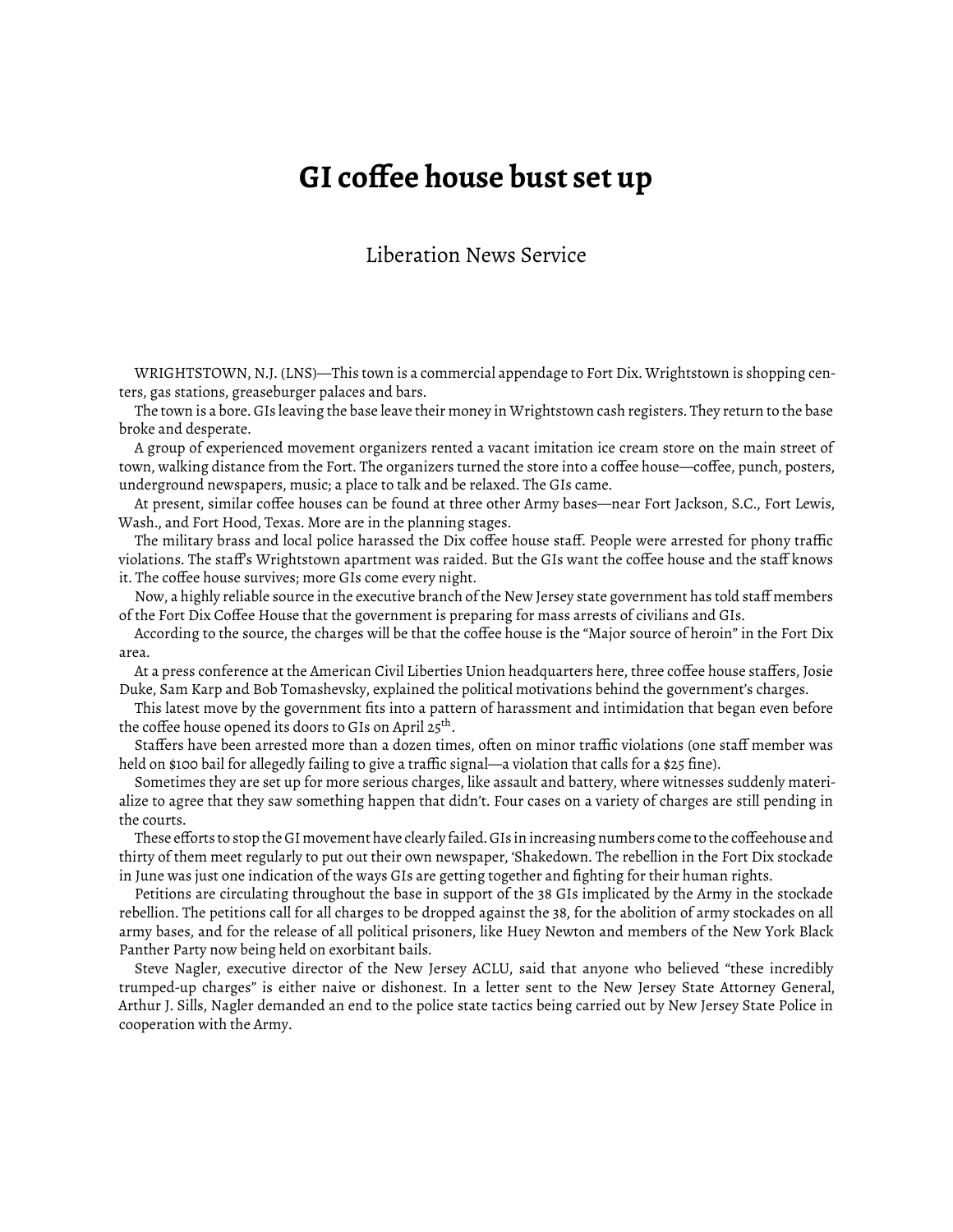# GI coffee house bust set up

Liberation News Service

WRIGHTSTOWN, N.J. (LNS)—This town is a commercial appendage to Fort Dix. Wrightstown is shopping centers, gas stations, greaseburger palaces and bars.

The town is a bore. GIs leaving the base leave their money in Wrightstown cash registers. They return to the base broke and desperate.

A group of experienced movement organizers rented a vacant imitation ice cream store on the main street of town, walking distance from the Fort. The organizers turned the store into a coffee house—coffee, punch, posters, underground newspapers, music; a place to talk and be relaxed. The GIs came.

At present, similar coffee houses can be found at three other Army bases—near Fort Jackson, S.C., Fort Lewis, Wash., and Fort Hood, Texas. More are in the planning stages.

The military brass and local police harassed the Dix coffee house staff. People were arrested for phony traffic violations. The staff's Wrightstown apartment was raided. But the GIs want the coffee house and the staff knows it. The coffee house survives; more GIs come every night.

Now, a highly reliable source in the executive branch of the New Jersey state government has told staff members of the Fort Dix Coffee House that the government is preparing for mass arrests of civilians and GIs.

According to the source, the charges will be that the coffee house is the "Major source of heroin" in the Fort Dix area.

At a press conference at the American Civil Liberties Union headquarters here, three coffee house staffers, Josie Duke, Sam Karp and Bob Tomashevsky, explained the political motivations behind the government's charges.

This latest move by the government fits into a pattern of harassment and intimidation that began even before the coffee house opened its doors to GIs on April 25th.

Staffers have been arrested more than a dozen times, often on minor traffic violations (one staff member was held on $100 bail for allegedly failing to give a traffic signal—a violation that calls for a $25 fine).

Sometimes they are set up for more serious charges, like assault and battery, where witnesses suddenly materialize to agree that they saw something happen that didn't. Four cases on a variety of charges are still pending in the courts.

These efforts to stop the GI movement have clearly failed. GIs in increasing numbers come to the coffeehouse and thirty of them meet regularly to put out their own newspaper, 'Shakedown. The rebellion in the Fort Dix stockade in June was just one indication of the ways GIs are getting together and fighting for their human rights.

Petitions are circulating throughout the base in support of the 38 GIs implicated by the Army in the stockade rebellion. The petitions call for all charges to be dropped against the 38, for the abolition of army stockades on all army bases, and for the release of all political prisoners, like Huey Newton and members of the New York Black Panther Party now being held on exorbitant bails.

Steve Nagler, executive director of the New Jersey ACLU, said that anyone who believed "these incredibly trumped-up charges" is either naive or dishonest. In a letter sent to the New Jersey State Attorney General, Arthur J. Sills, Nagler demanded an end to the police state tactics being carried out by New Jersey State Police in cooperation with the Army.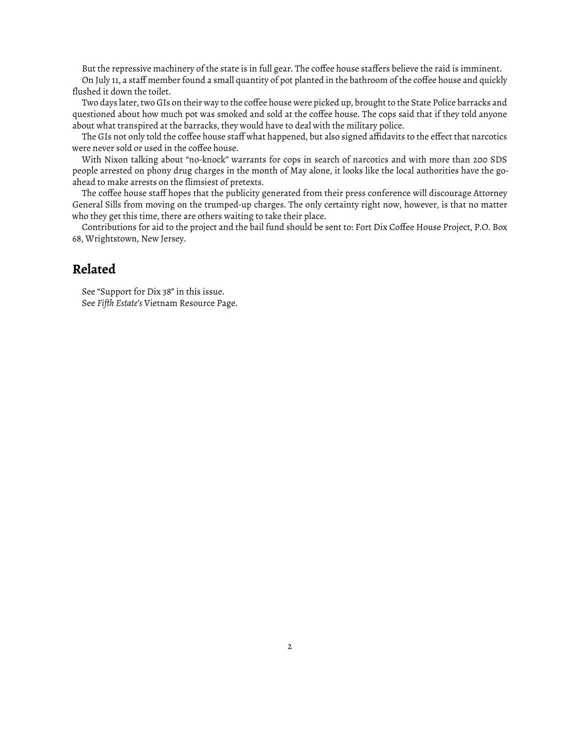But the repressive machinery of the state is in full gear. The coffee house staffers believe the raid is imminent.

On July 11, a staff member found a small quantity of pot planted in the bathroom of the coffee house and quickly flushed it down the toilet.

Two days later, two GIs on their way to the coffee house were picked up, brought to the State Police barracks and questioned about how much pot was smoked and sold at the coffee house. The cops said that if they told anyone about what transpired at the barracks, they would have to deal with the military police.

The GIs not only told the coffee house staff what happened, but also signed affidavits to the effect that narcotics were never sold or used in the coffee house.

With Nixon talking about "no-knock" warrants for cops in search of narcotics and with more than 200 SDS people arrested on phony drug charges in the month of May alone, it looks like the local authorities have the go-ahead to make arrests on the flimsiest of pretexts.

The coffee house staff hopes that the publicity generated from their press conference will discourage Attorney General Sills from moving on the trumped-up charges. The only certainty right now, however, is that no matter who they get this time, there are others waiting to take their place.

Contributions for aid to the project and the bail fund should be sent to: Fort Dix Coffee House Project, P.O. Box 68, Wrightstown, New Jersey.

## Related

See "Support for Dix 38" in this issue.

See *Fifth Estate's* Vietnam Resource Page.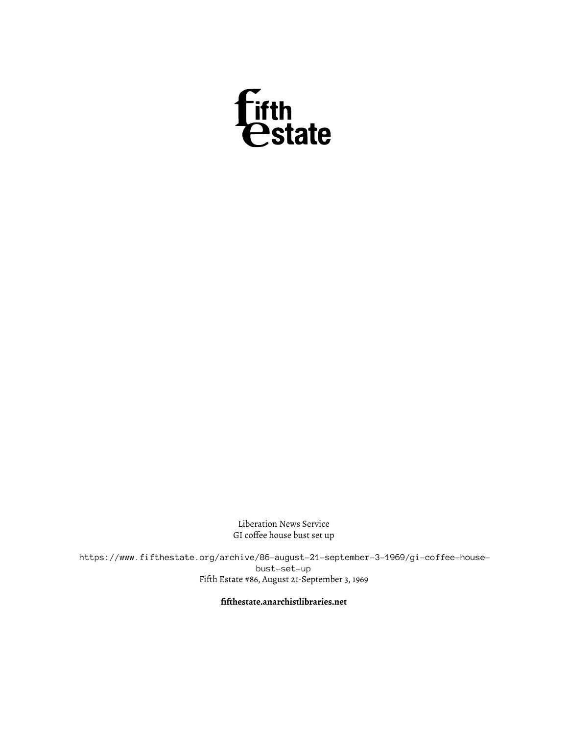Fifth Estate

Liberation News Service
GI coffee house bust set up

https://www.fifthestate.org/archive/86-august-21-september-3-1969/gi-coffee-house-bust-set-up
Fifth Estate #86, August 21-September 3, 1969

**fifthestate.anarchistlibraries.net**